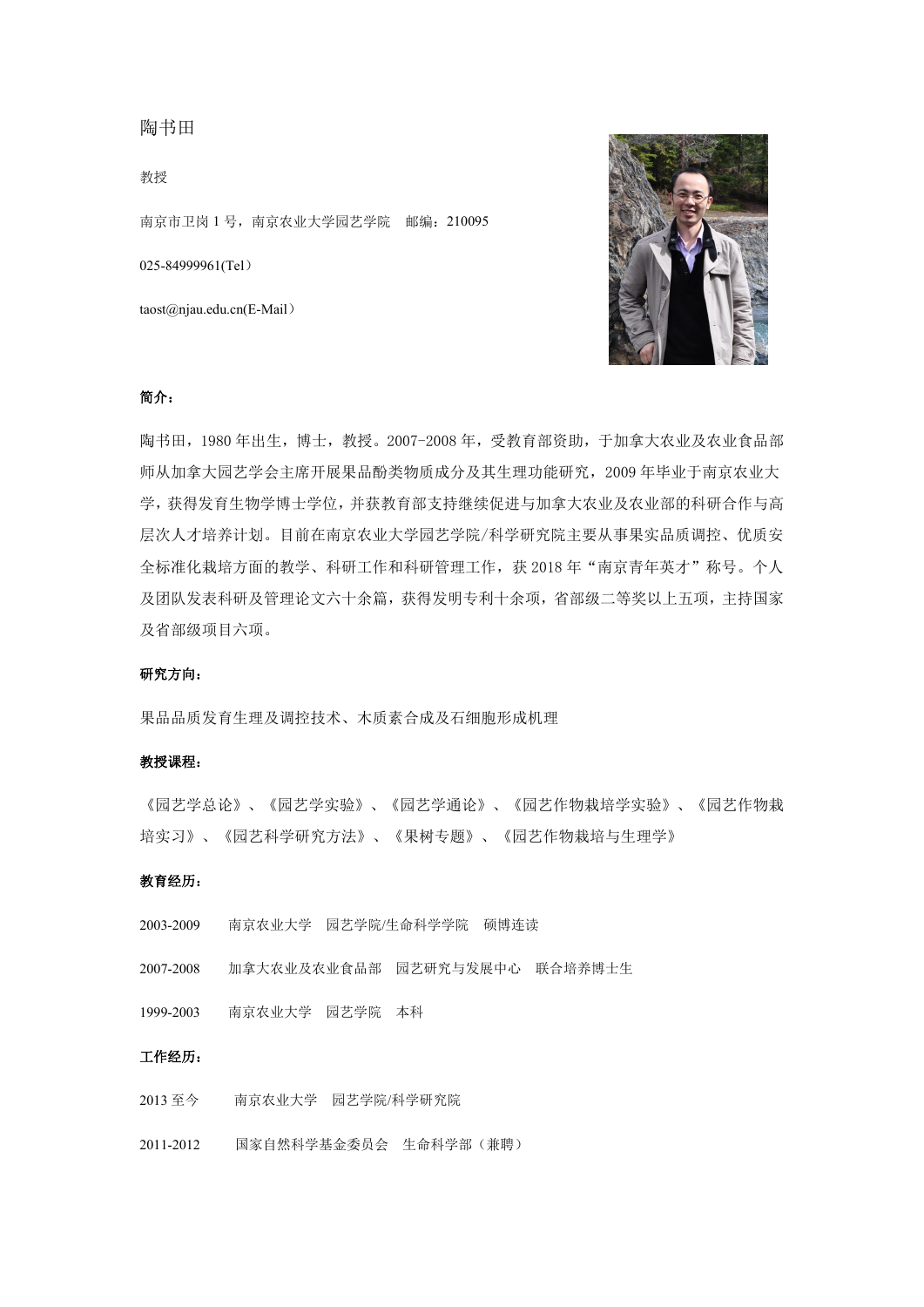# 陶书田

教授

南京市卫岗 1 号，南京农业大学园艺学院　邮编：210095

025-84999961(Tel）

taost@njau.edu.cn(E-Mail）

**简介：**

陶书田，1980 年出生，博士，教授。2007-2008 年，受教育部资助，于加拿大农业及农业食品部师从加拿大园艺学会主席开展果品酚类物质成分及其生理功能研究，2009 年毕业于南京农业大学，获得发育生物学博士学位，并获教育部支持继续促进与加拿大农业及农业部的科研合作与高层次人才培养计划。目前在南京农业大学园艺学院/科学研究院主要从事果实品质调控、优质安全标准化栽培方面的教学、科研工作和科研管理工作，获 2018 年“南京青年英才”称号。个人及团队发表科研及管理论文六十余篇，获得发明专利十余项，省部级二等奖以上五项，主持国家及省部级项目六项。

**研究方向：**

果品品质发育生理及调控技术、木质素合成及石细胞形成机理

**教授课程：**

《园艺学总论》、《园艺学实验》、《园艺学通论》、《园艺作物栽培学实验》、《园艺作物栽培实习》、《园艺科学研究方法》、《果树专题》、《园艺作物栽培与生理学》

**教育经历：**

2003-2009　南京农业大学　园艺学院/生命科学学院　硕博连读

2007-2008　加拿大农业及农业食品部　园艺研究与发展中心　联合培养博士生

1999-2003　南京农业大学　园艺学院　本科

**工作经历：**

2013 至今　南京农业大学　园艺学院/科学研究院

2011-2012　国家自然科学基金委员会　生命科学部（兼聘）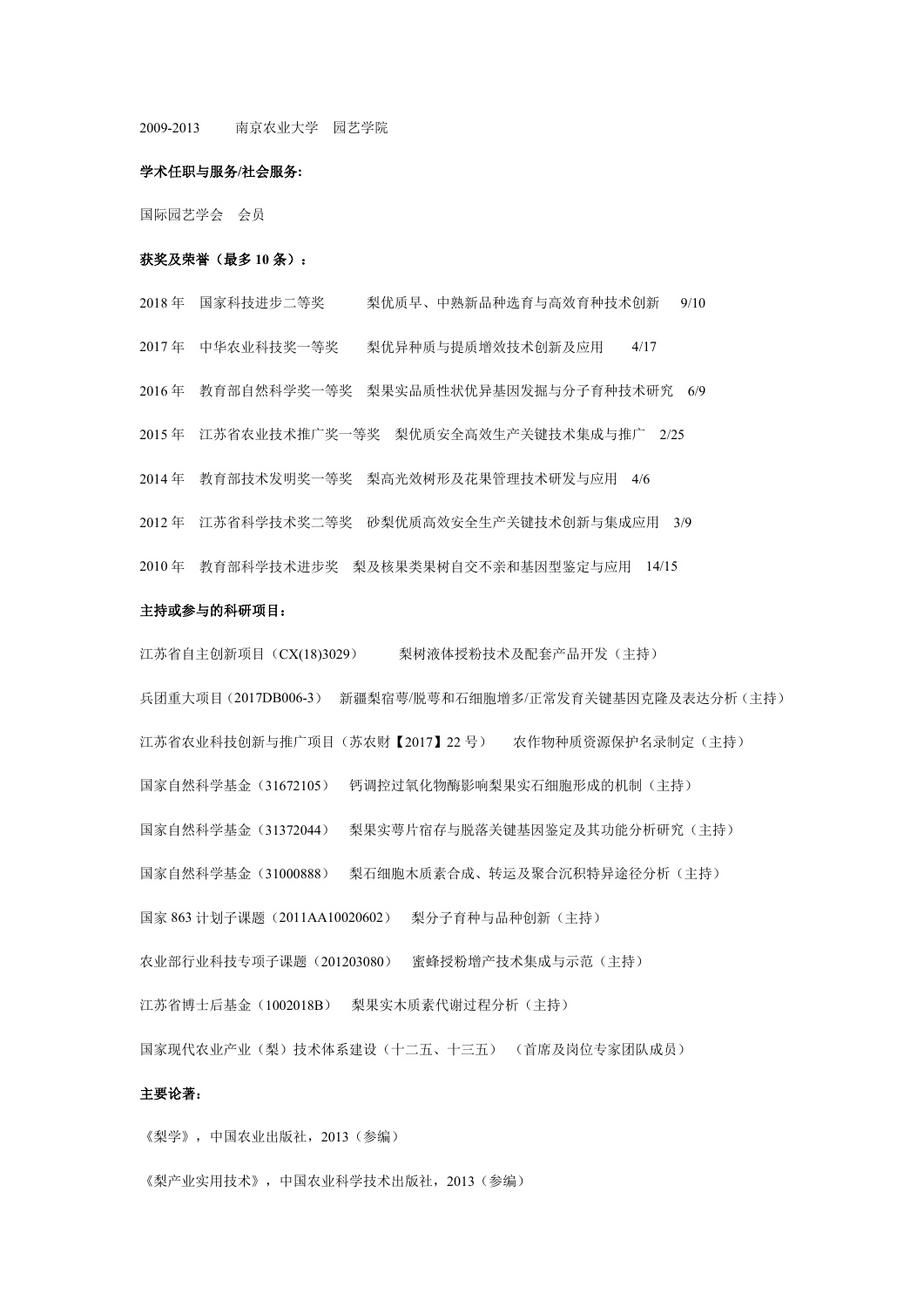2009-2013　　南京农业大学　园艺学院

**学术任职与服务/社会服务:**

国际园艺学会　会员

**获奖及荣誉（最多 10 条）：**

2018 年　国家科技进步二等奖　　梨优质早、中熟新品种选育与高效育种技术创新　9/10

2017 年　中华农业科技奖一等奖　　梨优异种质与提质增效技术创新及应用　　4/17

2016 年　教育部自然科学奖一等奖　梨果实品质性状优异基因发掘与分子育种技术研究　6/9

2015 年　江苏省农业技术推广奖一等奖　梨优质安全高效生产关键技术集成与推广　2/25

2014 年　教育部技术发明奖一等奖　梨高光效树形及花果管理技术研发与应用　4/6

2012 年　江苏省科学技术奖二等奖　砂梨优质高效安全生产关键技术创新与集成应用　3/9

2010 年　教育部科学技术进步奖　梨及核果类果树自交不亲和基因型鉴定与应用　14/15

**主持或参与的科研项目：**

江苏省自主创新项目（CX(18)3029）　　梨树液体授粉技术及配套产品开发（主持）

兵团重大项目（2017DB006-3）　新疆梨宿萼/脱萼和石细胞增多/正常发育关键基因克隆及表达分析（主持）

江苏省农业科技创新与推广项目（苏农财【2017】22 号）　农作物种质资源保护名录制定（主持）

国家自然科学基金（31672105）　钙调控过氧化物酶影响梨果实石细胞形成的机制（主持）

国家自然科学基金（31372044）　梨果实萼片宿存与脱落关键基因鉴定及其功能分析研究（主持）

国家自然科学基金（31000888）　梨石细胞木质素合成、转运及聚合沉积特异途径分析（主持）

国家 863 计划子课题（2011AA10020602）　梨分子育种与品种创新（主持）

农业部行业科技专项子课题（201203080）　蜜蜂授粉增产技术集成与示范（主持）

江苏省博士后基金（1002018B）　梨果实木质素代谢过程分析（主持）

国家现代农业产业（梨）技术体系建设（十二五、十三五）（首席及岗位专家团队成员）

**主要论著：**

《梨学》，中国农业出版社，2013（参编）

《梨产业实用技术》，中国农业科学技术出版社，2013（参编）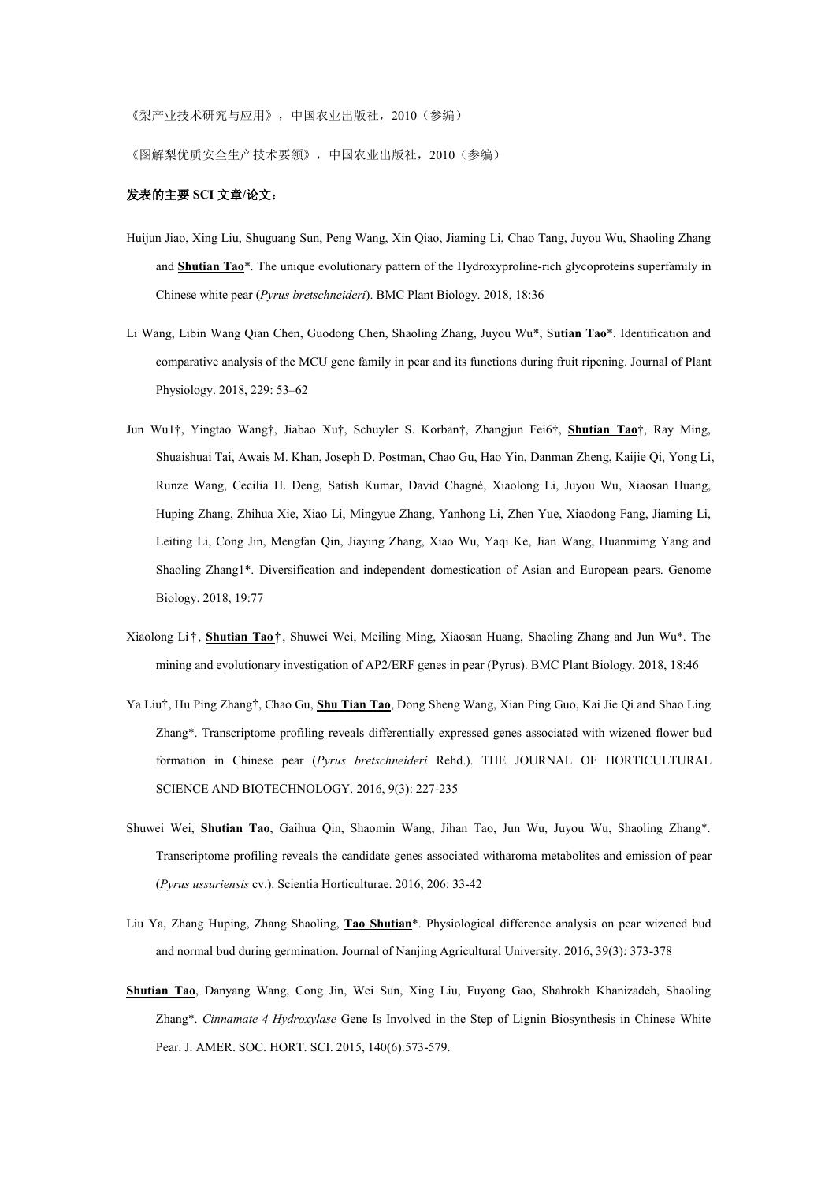《梨产业技术研究与应用》，中国农业出版社，2010（参编）

《图解梨优质安全生产技术要领》，中国农业出版社，2010（参编）

**发表的主要 SCI 文章/论文：**

Huijun Jiao, Xing Liu, Shuguang Sun, Peng Wang, Xin Qiao, Jiaming Li, Chao Tang, Juyou Wu, Shaoling Zhang and **Shutian Tao***. The unique evolutionary pattern of the Hydroxyproline-rich glycoproteins superfamily in Chinese white pear (*Pyrus bretschneideri*). BMC Plant Biology. 2018, 18:36

Li Wang, Libin Wang Qian Chen, Guodong Chen, Shaoling Zhang, Juyou Wu*, S**utian Tao***. Identification and comparative analysis of the MCU gene family in pear and its functions during fruit ripening. Journal of Plant Physiology. 2018, 229: 53–62

Jun Wu1†, Yingtao Wang†, Jiabao Xu†, Schuyler S. Korban†, Zhangjun Fei6†, **Shutian Tao**†, Ray Ming, Shuaishuai Tai, Awais M. Khan, Joseph D. Postman, Chao Gu, Hao Yin, Danman Zheng, Kaijie Qi, Yong Li, Runze Wang, Cecilia H. Deng, Satish Kumar, David Chagné, Xiaolong Li, Juyou Wu, Xiaosan Huang, Huping Zhang, Zhihua Xie, Xiao Li, Mingyue Zhang, Yanhong Li, Zhen Yue, Xiaodong Fang, Jiaming Li, Leiting Li, Cong Jin, Mengfan Qin, Jiaying Zhang, Xiao Wu, Yaqi Ke, Jian Wang, Huanmimg Yang and Shaoling Zhang1*. Diversification and independent domestication of Asian and European pears. Genome Biology. 2018, 19:77

Xiaolong Li†, **Shutian Tao**†, Shuwei Wei, Meiling Ming, Xiaosan Huang, Shaoling Zhang and Jun Wu*. The mining and evolutionary investigation of AP2/ERF genes in pear (Pyrus). BMC Plant Biology. 2018, 18:46

Ya Liu†, Hu Ping Zhang†, Chao Gu, **Shu Tian Tao**, Dong Sheng Wang, Xian Ping Guo, Kai Jie Qi and Shao Ling Zhang*. Transcriptome profiling reveals differentially expressed genes associated with wizened flower bud formation in Chinese pear (*Pyrus bretschneideri* Rehd.). THE JOURNAL OF HORTICULTURAL SCIENCE AND BIOTECHNOLOGY. 2016, 9(3): 227-235

Shuwei Wei, **Shutian Tao**, Gaihua Qin, Shaomin Wang, Jihan Tao, Jun Wu, Juyou Wu, Shaoling Zhang*. Transcriptome profiling reveals the candidate genes associated witharoma metabolites and emission of pear (*Pyrus ussuriensis* cv.). Scientia Horticulturae. 2016, 206: 33-42

Liu Ya, Zhang Huping, Zhang Shaoling, **Tao Shutian***. Physiological difference analysis on pear wizened bud and normal bud during germination. Journal of Nanjing Agricultural University. 2016, 39(3): 373-378

**Shutian Tao**, Danyang Wang, Cong Jin, Wei Sun, Xing Liu, Fuyong Gao, Shahrokh Khanizadeh, Shaoling Zhang*. *Cinnamate-4-Hydroxylase* Gene Is Involved in the Step of Lignin Biosynthesis in Chinese White Pear. J. AMER. SOC. HORT. SCI. 2015, 140(6):573-579.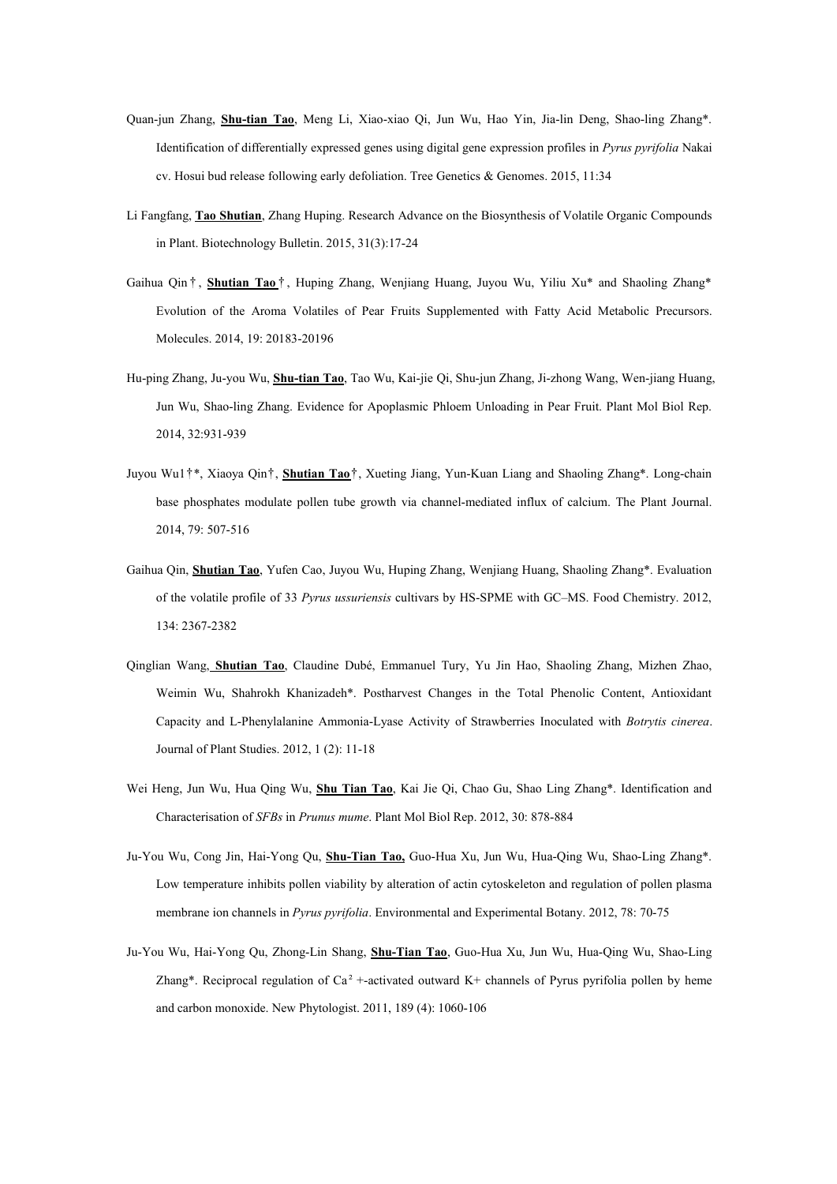Quan-jun Zhang, **Shu-tian Tao**, Meng Li, Xiao-xiao Qi, Jun Wu, Hao Yin, Jia-lin Deng, Shao-ling Zhang*. Identification of differentially expressed genes using digital gene expression profiles in *Pyrus pyrifolia* Nakai cv. Hosui bud release following early defoliation. Tree Genetics & Genomes. 2015, 11:34

Li Fangfang, **Tao Shutian**, Zhang Huping. Research Advance on the Biosynthesis of Volatile Organic Compounds in Plant. Biotechnology Bulletin. 2015, 31(3):17-24

Gaihua Qin†, **Shutian Tao**†, Huping Zhang, Wenjiang Huang, Juyou Wu, Yiliu Xu* and Shaoling Zhang* Evolution of the Aroma Volatiles of Pear Fruits Supplemented with Fatty Acid Metabolic Precursors. Molecules. 2014, 19: 20183-20196

Hu-ping Zhang, Ju-you Wu, **Shu-tian Tao**, Tao Wu, Kai-jie Qi, Shu-jun Zhang, Ji-zhong Wang, Wen-jiang Huang, Jun Wu, Shao-ling Zhang. Evidence for Apoplasmic Phloem Unloading in Pear Fruit. Plant Mol Biol Rep. 2014, 32:931-939

Juyou Wu1†*, Xiaoya Qin†, **Shutian Tao**†, Xueting Jiang, Yun-Kuan Liang and Shaoling Zhang*. Long-chain base phosphates modulate pollen tube growth via channel-mediated influx of calcium. The Plant Journal. 2014, 79: 507-516

Gaihua Qin, **Shutian Tao**, Yufen Cao, Juyou Wu, Huping Zhang, Wenjiang Huang, Shaoling Zhang*. Evaluation of the volatile profile of 33 *Pyrus ussuriensis* cultivars by HS-SPME with GC–MS. Food Chemistry. 2012, 134: 2367-2382

Qinglian Wang, **Shutian Tao**, Claudine Dubé, Emmanuel Tury, Yu Jin Hao, Shaoling Zhang, Mizhen Zhao, Weimin Wu, Shahrokh Khanizadeh*. Postharvest Changes in the Total Phenolic Content, Antioxidant Capacity and L-Phenylalanine Ammonia-Lyase Activity of Strawberries Inoculated with *Botrytis cinerea*. Journal of Plant Studies. 2012, 1 (2): 11-18

Wei Heng, Jun Wu, Hua Qing Wu, **Shu Tian Tao**, Kai Jie Qi, Chao Gu, Shao Ling Zhang*. Identification and Characterisation of *SFBs* in *Prunus mume*. Plant Mol Biol Rep. 2012, 30: 878-884

Ju-You Wu, Cong Jin, Hai-Yong Qu, **Shu-Tian Tao,** Guo-Hua Xu, Jun Wu, Hua-Qing Wu, Shao-Ling Zhang*. Low temperature inhibits pollen viability by alteration of actin cytoskeleton and regulation of pollen plasma membrane ion channels in *Pyrus pyrifolia*. Environmental and Experimental Botany. 2012, 78: 70-75

Ju-You Wu, Hai-Yong Qu, Zhong-Lin Shang, **Shu-Tian Tao**, Guo-Hua Xu, Jun Wu, Hua-Qing Wu, Shao-Ling Zhang*. Reciprocal regulation of $Ca^{2+}$-activated outward K+ channels of Pyrus pyrifolia pollen by heme and carbon monoxide. New Phytologist. 2011, 189 (4): 1060-106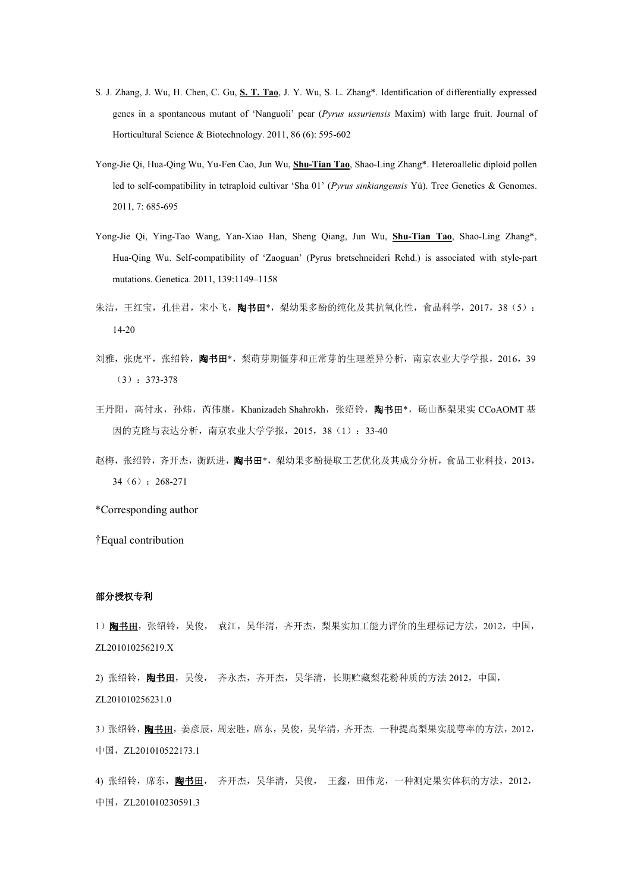S. J. Zhang, J. Wu, H. Chen, C. Gu, **S. T. Tao**, J. Y. Wu, S. L. Zhang*. Identification of differentially expressed genes in a spontaneous mutant of 'Nanguoli' pear (*Pyrus ussuriensis* Maxim) with large fruit. Journal of Horticultural Science & Biotechnology. 2011, 86 (6): 595-602

Yong-Jie Qi, Hua-Qing Wu, Yu-Fen Cao, Jun Wu, **Shu-Tian Tao**, Shao-Ling Zhang*. Heteroallelic diploid pollen led to self-compatibility in tetraploid cultivar 'Sha 01' (*Pyrus sinkiangensis* Yü). Tree Genetics & Genomes. 2011, 7: 685-695

Yong-Jie Qi, Ying-Tao Wang, Yan-Xiao Han, Sheng Qiang, Jun Wu, **Shu-Tian Tao**, Shao-Ling Zhang*, Hua-Qing Wu. Self-compatibility of 'Zaoguan' (Pyrus bretschneideri Rehd.) is associated with style-part mutations. Genetica. 2011, 139:1149–1158

朱洁，王红宝，孔佳君，宋小飞，**陶书田***，梨幼果多酚的纯化及其抗氧化性，食品科学，2017，38（5）：14-20

刘雅，张虎平，张绍铃，**陶书田***，梨萌芽期僵芽和正常芽的生理差异分析，南京农业大学学报，2016，39（3）：373-378

王丹阳，高付永，孙炜，芮伟康，Khanizadeh Shahrokh，张绍铃，**陶书田***，砀山酥梨果实 CCoAOMT 基因的克隆与表达分析，南京农业大学学报，2015，38（1）：33-40

赵梅，张绍铃，齐开杰，衡跃进，**陶书田***，梨幼果多酚提取工艺优化及其成分分析，食品工业科技，2013，34（6）：268-271

*Corresponding author

†Equal contribution

**部分授权专利**

1）**陶书田**，张绍铃，吴俊，  袁江，吴华清，齐开杰，梨果实加工能力评价的生理标记方法，2012，中国，ZL201010256219.X

2) 张绍铃，**陶书田**，吴俊，  齐永杰，齐开杰，吴华清，长期贮藏梨花粉种质的方法 2012，中国，ZL201010256231.0

3）张绍铃，**陶书田**，姜彦辰，周宏胜，席东，吴俊，吴华清，齐开杰. 一种提高梨果实脱萼率的方法，2012，中国，ZL201010522173.1

4) 张绍铃，席东，**陶书田**，  齐开杰，吴华清，吴俊，  王鑫，田伟龙，一种测定果实体积的方法，2012，中国，ZL201010230591.3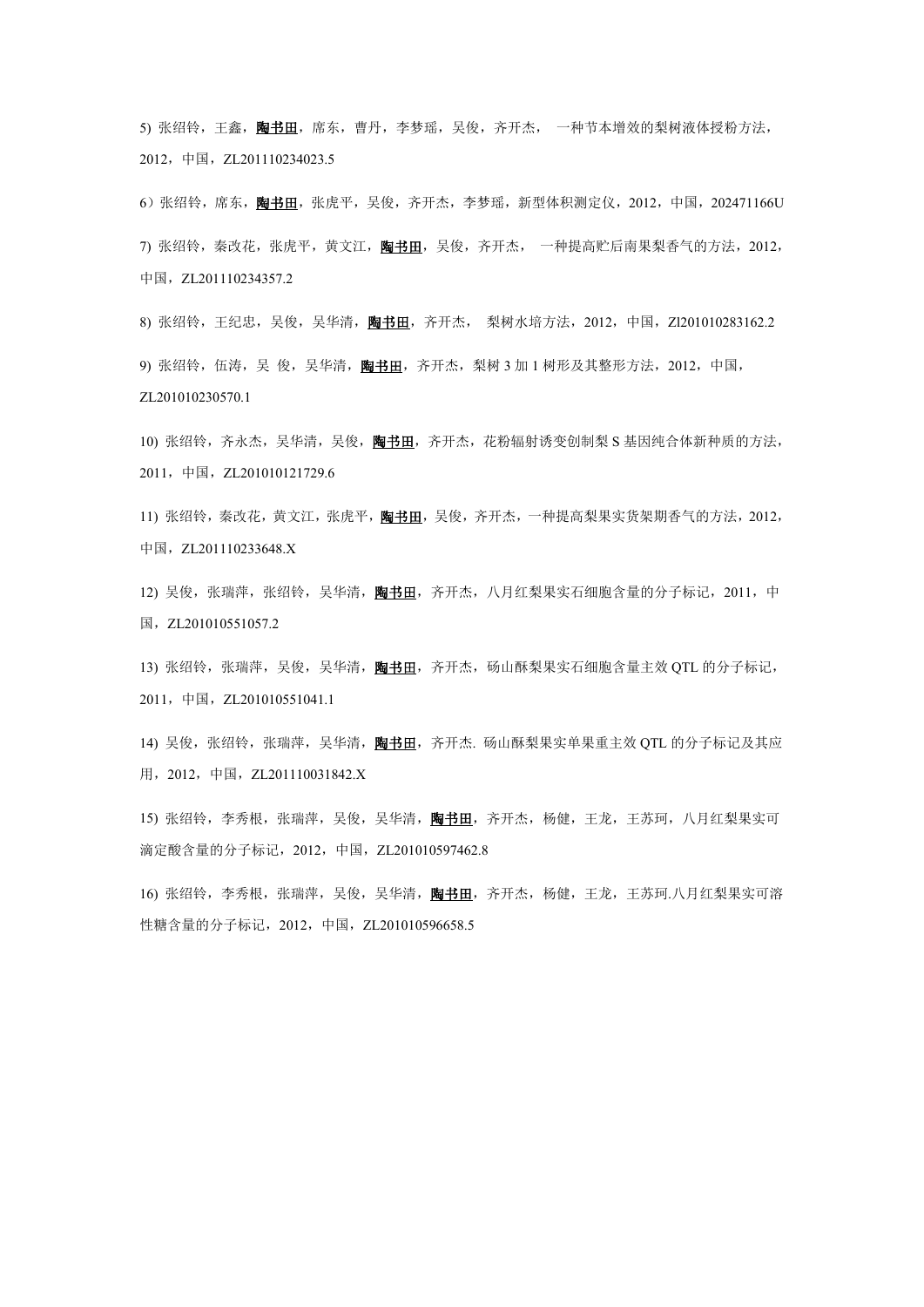5) 张绍铃，王鑫，**陶书田**，席东，曹丹，李梦瑶，吴俊，齐开杰， 一种节本增效的梨树液体授粉方法，2012，中国，ZL201110234023.5

6）张绍铃，席东，**陶书田**，张虎平，吴俊，齐开杰，李梦瑶，新型体积测定仪，2012，中国，202471166U

7) 张绍铃，秦改花，张虎平，黄文江，**陶书田**，吴俊，齐开杰， 一种提高贮后南果梨香气的方法，2012，中国，ZL201110234357.2

8) 张绍铃，王纪忠，吴俊，吴华清，**陶书田**，齐开杰， 梨树水培方法，2012，中国，Zl201010283162.2

9) 张绍铃，伍涛，吴 俊，吴华清，**陶书田**，齐开杰，梨树 3 加 1 树形及其整形方法，2012，中国，ZL201010230570.1

10) 张绍铃，齐永杰，吴华清，吴俊，**陶书田**，齐开杰，花粉辐射诱变创制梨 S 基因纯合体新种质的方法，2011，中国，ZL201010121729.6

11) 张绍铃，秦改花，黄文江，张虎平，**陶书田**，吴俊，齐开杰，一种提高梨果实货架期香气的方法，2012，中国，ZL201110233648.X

12) 吴俊，张瑞萍，张绍铃，吴华清，**陶书田**，齐开杰，八月红梨果实石细胞含量的分子标记，2011，中国，ZL201010551057.2

13) 张绍铃，张瑞萍，吴俊，吴华清，**陶书田**，齐开杰，砀山酥梨果实石细胞含量主效 QTL 的分子标记，2011，中国，ZL201010551041.1

14) 吴俊，张绍铃，张瑞萍，吴华清，**陶书田**，齐开杰. 砀山酥梨果实单果重主效 QTL 的分子标记及其应用，2012，中国，ZL201110031842.X

15) 张绍铃，李秀根，张瑞萍，吴俊，吴华清，**陶书田**，齐开杰，杨健，王龙，王苏珂，八月红梨果实可滴定酸含量的分子标记，2012，中国，ZL201010597462.8

16) 张绍铃，李秀根，张瑞萍，吴俊，吴华清，**陶书田**，齐开杰，杨健，王龙，王苏珂.八月红梨果实可溶性糖含量的分子标记，2012，中国，ZL201010596658.5